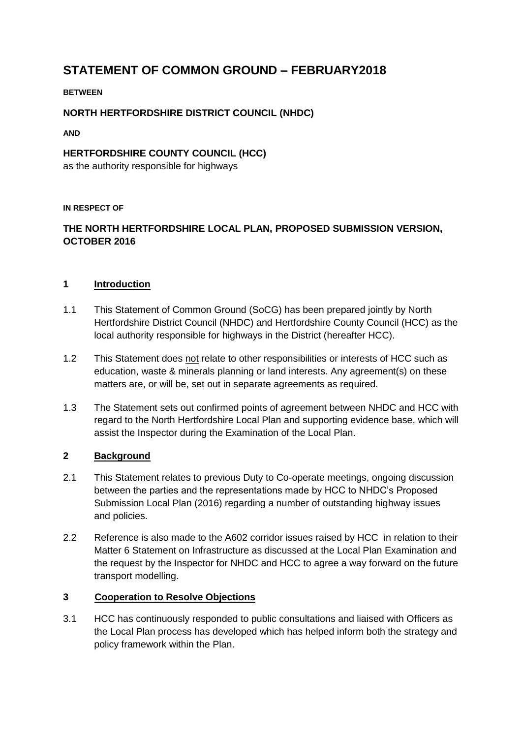# STATEMENT OF COMMON GROUND – FEBRUARY2018

**BETWEEN**

**NORTH HERTFORDSHIRE DISTRICT COUNCIL (NHDC)**

**AND**

**HERTFORDSHIRE COUNTY COUNCIL (HCC)**
as the authority responsible for highways

**IN RESPECT OF**

**THE NORTH HERTFORDSHIRE LOCAL PLAN, PROPOSED SUBMISSION VERSION, OCTOBER 2016**

## 1 Introduction

1.1 This Statement of Common Ground (SoCG) has been prepared jointly by North Hertfordshire District Council (NHDC) and Hertfordshire County Council (HCC) as the local authority responsible for highways in the District (hereafter HCC).

1.2 This Statement does not relate to other responsibilities or interests of HCC such as education, waste & minerals planning or land interests. Any agreement(s) on these matters are, or will be, set out in separate agreements as required.

1.3 The Statement sets out confirmed points of agreement between NHDC and HCC with regard to the North Hertfordshire Local Plan and supporting evidence base, which will assist the Inspector during the Examination of the Local Plan.

## 2 Background

2.1 This Statement relates to previous Duty to Co-operate meetings, ongoing discussion between the parties and the representations made by HCC to NHDC's Proposed Submission Local Plan (2016) regarding a number of outstanding highway issues and policies.

2.2 Reference is also made to the A602 corridor issues raised by HCC in relation to their Matter 6 Statement on Infrastructure as discussed at the Local Plan Examination and the request by the Inspector for NHDC and HCC to agree a way forward on the future transport modelling.

## 3 Cooperation to Resolve Objections

3.1 HCC has continuously responded to public consultations and liaised with Officers as the Local Plan process has developed which has helped inform both the strategy and policy framework within the Plan.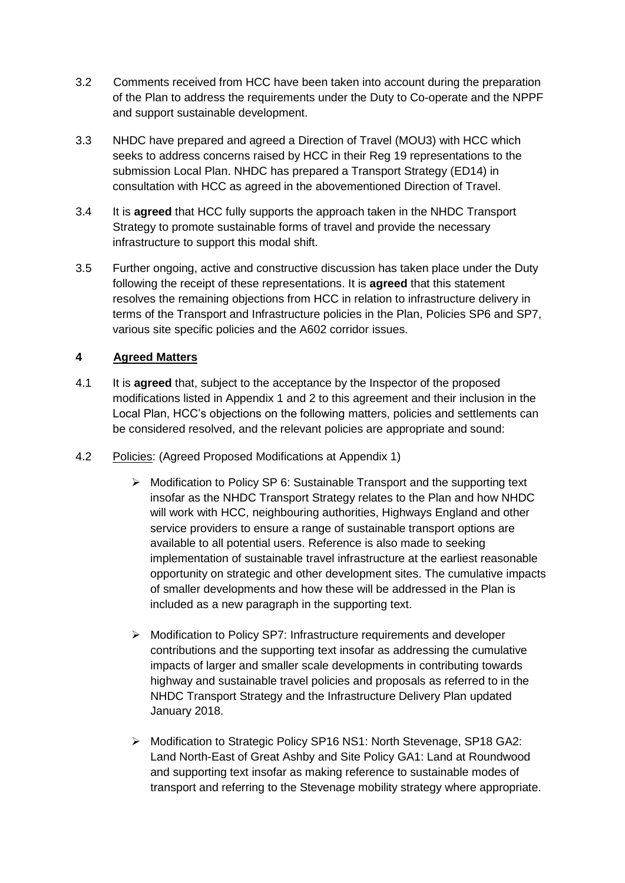3.2 Comments received from HCC have been taken into account during the preparation of the Plan to address the requirements under the Duty to Co-operate and the NPPF and support sustainable development.

3.3 NHDC have prepared and agreed a Direction of Travel (MOU3) with HCC which seeks to address concerns raised by HCC in their Reg 19 representations to the submission Local Plan. NHDC has prepared a Transport Strategy (ED14) in consultation with HCC as agreed in the abovementioned Direction of Travel.

3.4 It is **agreed** that HCC fully supports the approach taken in the NHDC Transport Strategy to promote sustainable forms of travel and provide the necessary infrastructure to support this modal shift.

3.5 Further ongoing, active and constructive discussion has taken place under the Duty following the receipt of these representations. It is **agreed** that this statement resolves the remaining objections from HCC in relation to infrastructure delivery in terms of the Transport and Infrastructure policies in the Plan, Policies SP6 and SP7, various site specific policies and the A602 corridor issues.

## 4 Agreed Matters

4.1 It is **agreed** that, subject to the acceptance by the Inspector of the proposed modifications listed in Appendix 1 and 2 to this agreement and their inclusion in the Local Plan, HCC's objections on the following matters, policies and settlements can be considered resolved, and the relevant policies are appropriate and sound:

4.2 Policies: (Agreed Proposed Modifications at Appendix 1)

- Modification to Policy SP 6: Sustainable Transport and the supporting text insofar as the NHDC Transport Strategy relates to the Plan and how NHDC will work with HCC, neighbouring authorities, Highways England and other service providers to ensure a range of sustainable transport options are available to all potential users. Reference is also made to seeking implementation of sustainable travel infrastructure at the earliest reasonable opportunity on strategic and other development sites. The cumulative impacts of smaller developments and how these will be addressed in the Plan is included as a new paragraph in the supporting text.

- Modification to Policy SP7: Infrastructure requirements and developer contributions and the supporting text insofar as addressing the cumulative impacts of larger and smaller scale developments in contributing towards highway and sustainable travel policies and proposals as referred to in the NHDC Transport Strategy and the Infrastructure Delivery Plan updated January 2018.

- Modification to Strategic Policy SP16 NS1: North Stevenage, SP18 GA2: Land North-East of Great Ashby and Site Policy GA1: Land at Roundwood and supporting text insofar as making reference to sustainable modes of transport and referring to the Stevenage mobility strategy where appropriate.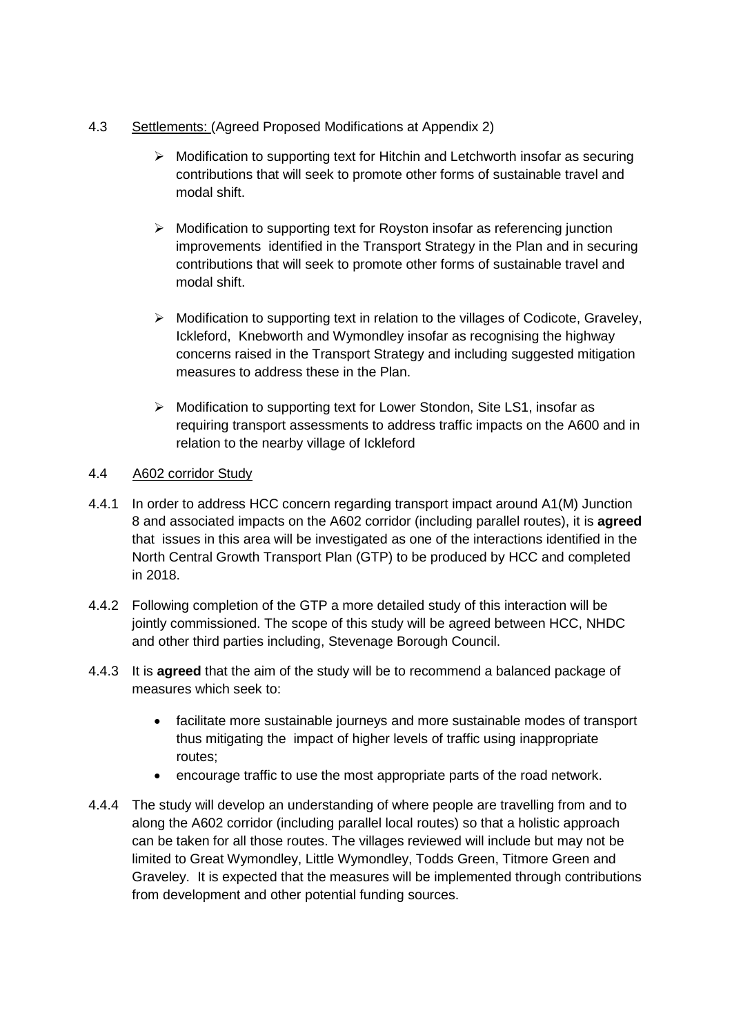4.3 Settlements: (Agreed Proposed Modifications at Appendix 2)

- Modification to supporting text for Hitchin and Letchworth insofar as securing contributions that will seek to promote other forms of sustainable travel and modal shift.
- Modification to supporting text for Royston insofar as referencing junction improvements identified in the Transport Strategy in the Plan and in securing contributions that will seek to promote other forms of sustainable travel and modal shift.
- Modification to supporting text in relation to the villages of Codicote, Graveley, Ickleford, Knebworth and Wymondley insofar as recognising the highway concerns raised in the Transport Strategy and including suggested mitigation measures to address these in the Plan.
- Modification to supporting text for Lower Stondon, Site LS1, insofar as requiring transport assessments to address traffic impacts on the A600 and in relation to the nearby village of Ickleford

4.4 A602 corridor Study

4.4.1 In order to address HCC concern regarding transport impact around A1(M) Junction 8 and associated impacts on the A602 corridor (including parallel routes), it is **agreed** that issues in this area will be investigated as one of the interactions identified in the North Central Growth Transport Plan (GTP) to be produced by HCC and completed in 2018.

4.4.2 Following completion of the GTP a more detailed study of this interaction will be jointly commissioned. The scope of this study will be agreed between HCC, NHDC and other third parties including, Stevenage Borough Council.

4.4.3 It is **agreed** that the aim of the study will be to recommend a balanced package of measures which seek to:

- facilitate more sustainable journeys and more sustainable modes of transport thus mitigating the impact of higher levels of traffic using inappropriate routes;
- encourage traffic to use the most appropriate parts of the road network.

4.4.4 The study will develop an understanding of where people are travelling from and to along the A602 corridor (including parallel local routes) so that a holistic approach can be taken for all those routes. The villages reviewed will include but may not be limited to Great Wymondley, Little Wymondley, Todds Green, Titmore Green and Graveley. It is expected that the measures will be implemented through contributions from development and other potential funding sources.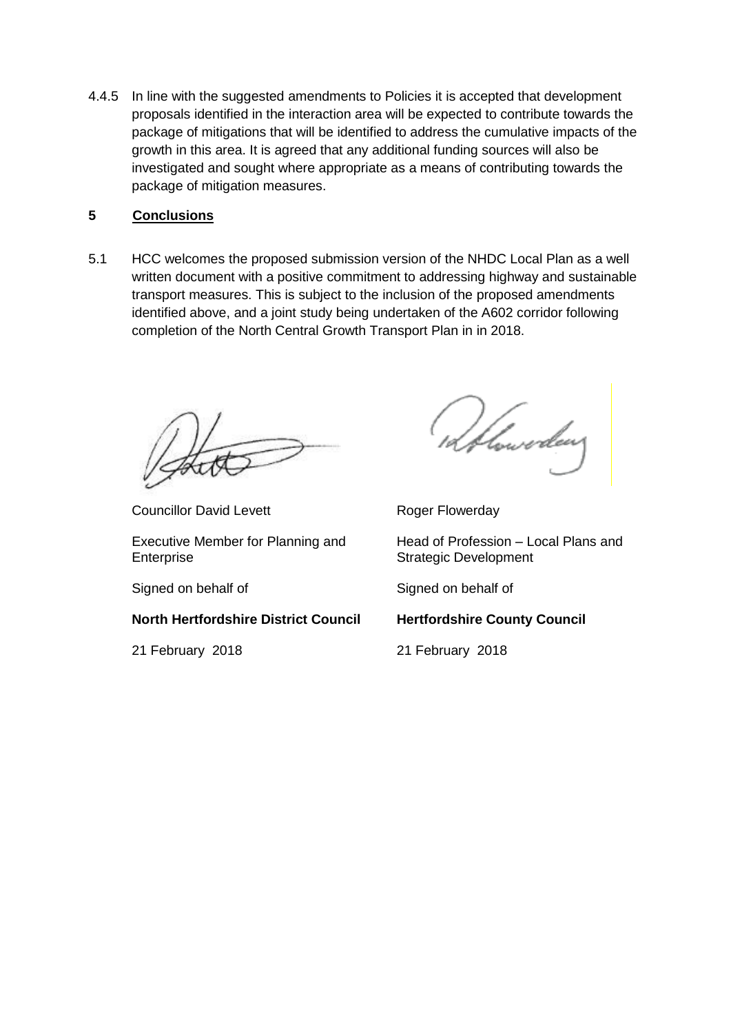4.4.5 In line with the suggested amendments to Policies it is accepted that development proposals identified in the interaction area will be expected to contribute towards the package of mitigations that will be identified to address the cumulative impacts of the growth in this area. It is agreed that any additional funding sources will also be investigated and sought where appropriate as a means of contributing towards the package of mitigation measures.

## 5 Conclusions

5.1 HCC welcomes the proposed submission version of the NHDC Local Plan as a well written document with a positive commitment to addressing highway and sustainable transport measures. This is subject to the inclusion of the proposed amendments identified above, and a joint study being undertaken of the A602 corridor following completion of the North Central Growth Transport Plan in in 2018.

Councillor David Levett

Executive Member for Planning and Enterprise

Signed on behalf of

**North Hertfordshire District Council**

21 February 2018

Roger Flowerday

Head of Profession – Local Plans and Strategic Development

Signed on behalf of

**Hertfordshire County Council**

21 February 2018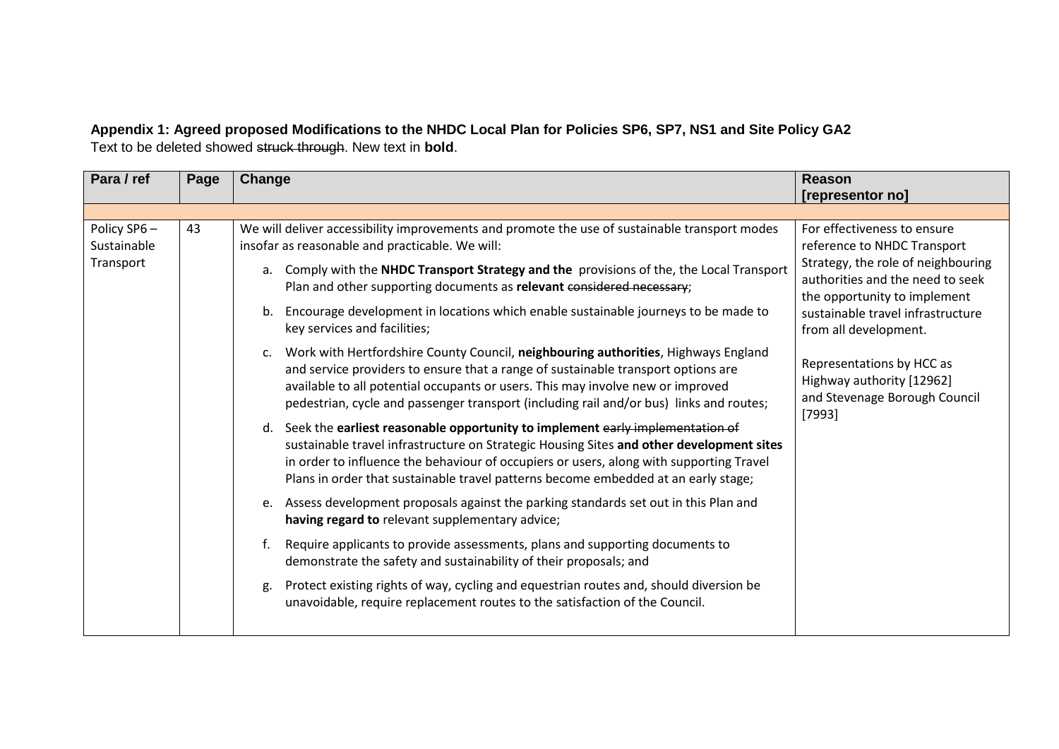**Appendix 1: Agreed proposed Modifications to the NHDC Local Plan for Policies SP6, SP7, NS1 and Site Policy GA2**

Text to be deleted showed ~~struck through~~. New text in **bold**.

| Para / ref | Page | Change | Reason [representor no] |
|---|---|---|---|
| | | | |
| Policy SP6 – Sustainable Transport | 43 | We will deliver accessibility improvements and promote the use of sustainable transport modes insofar as reasonable and practicable. We will:<br><br>a. Comply with the **NHDC Transport Strategy and the** provisions of the, the Local Transport Plan and other supporting documents as **relevant** ~~considered necessary~~;<br><br>b. Encourage development in locations which enable sustainable journeys to be made to key services and facilities;<br><br>c. Work with Hertfordshire County Council, **neighbouring authorities**, Highways England and service providers to ensure that a range of sustainable transport options are available to all potential occupants or users. This may involve new or improved pedestrian, cycle and passenger transport (including rail and/or bus) links and routes;<br><br>d. Seek the **earliest reasonable opportunity to implement** ~~early implementation of~~ sustainable travel infrastructure on Strategic Housing Sites **and other development sites** in order to influence the behaviour of occupiers or users, along with supporting Travel Plans in order that sustainable travel patterns become embedded at an early stage;<br><br>e. Assess development proposals against the parking standards set out in this Plan and **having regard to** relevant supplementary advice;<br><br>f. Require applicants to provide assessments, plans and supporting documents to demonstrate the safety and sustainability of their proposals; and<br><br>g. Protect existing rights of way, cycling and equestrian routes and, should diversion be unavoidable, require replacement routes to the satisfaction of the Council. | For effectiveness to ensure reference to NHDC Transport Strategy, the role of neighbouring authorities and the need to seek the opportunity to implement sustainable travel infrastructure from all development.<br><br>Representations by HCC as Highway authority [12962] and Stevenage Borough Council [7993] |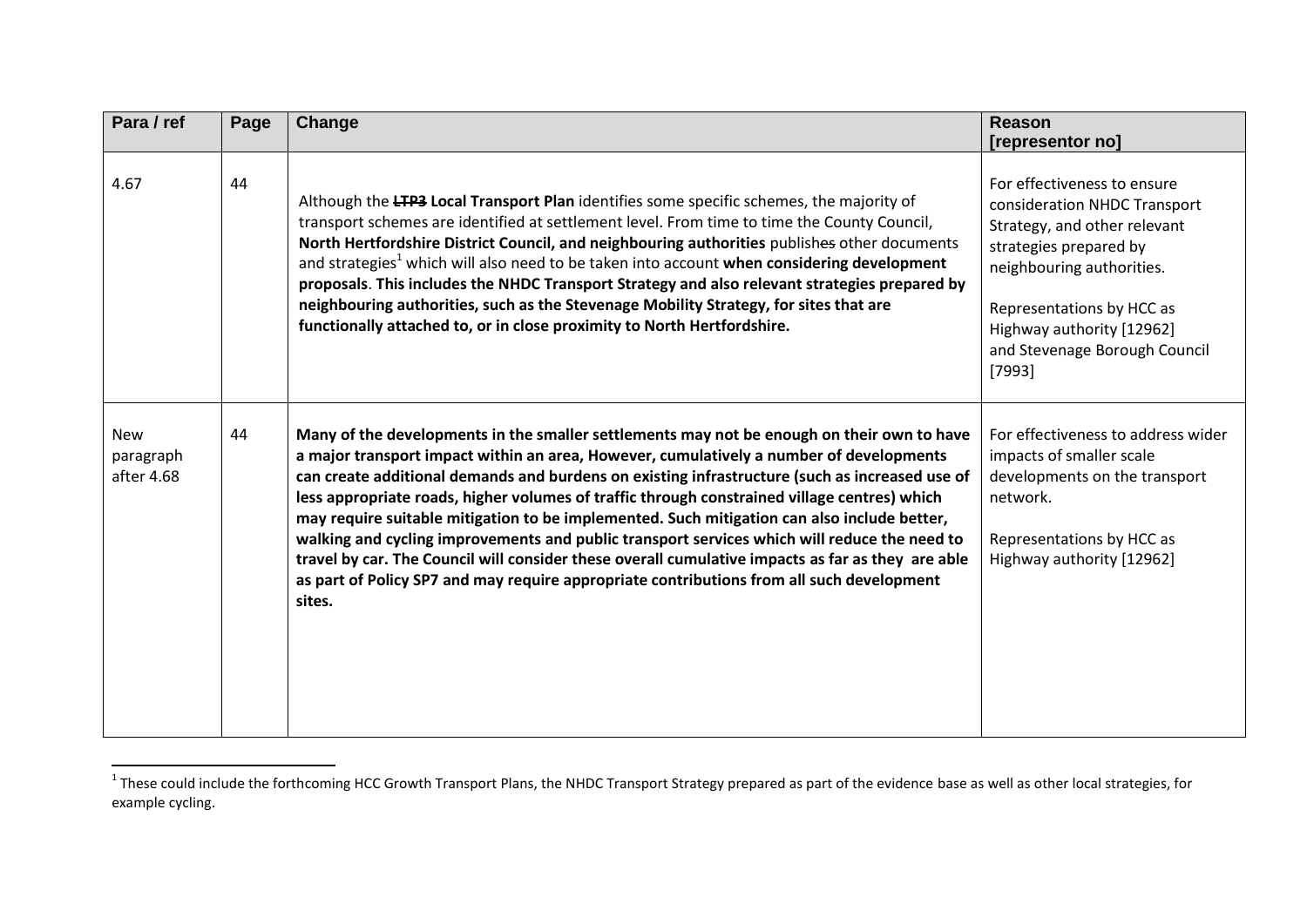| Para / ref | Page | Change | Reason [representor no] |
|---|---|---|---|
| 4.67 | 44 | Although the ~~**LTP3**~~ **Local Transport Plan** identifies some specific schemes, the majority of transport schemes are identified at settlement level. From time to time the County Council, **North Hertfordshire District Council, and neighbouring authorities** publishes other documents and strategies[1] which will also need to be taken into account **when considering development proposals**. **This includes the NHDC Transport Strategy and also relevant strategies prepared by neighbouring authorities, such as the Stevenage Mobility Strategy, for sites that are functionally attached to, or in close proximity to North Hertfordshire.** | For effectiveness to ensure consideration NHDC Transport Strategy, and other relevant strategies prepared by neighbouring authorities.<br><br>Representations by HCC as Highway authority [12962] and Stevenage Borough Council [7993] |
| New paragraph after 4.68 | 44 | **Many of the developments in the smaller settlements may not be enough on their own to have a major transport impact within an area, However, cumulatively a number of developments can create additional demands and burdens on existing infrastructure (such as increased use of less appropriate roads, higher volumes of traffic through constrained village centres) which may require suitable mitigation to be implemented. Such mitigation can also include better, walking and cycling improvements and public transport services which will reduce the need to travel by car. The Council will consider these overall cumulative impacts as far as they are able as part of Policy SP7 and may require appropriate contributions from all such development sites.** | For effectiveness to address wider impacts of smaller scale developments on the transport network.<br><br>Representations by HCC as Highway authority [12962] |

[1] These could include the forthcoming HCC Growth Transport Plans, the NHDC Transport Strategy prepared as part of the evidence base as well as other local strategies, for example cycling.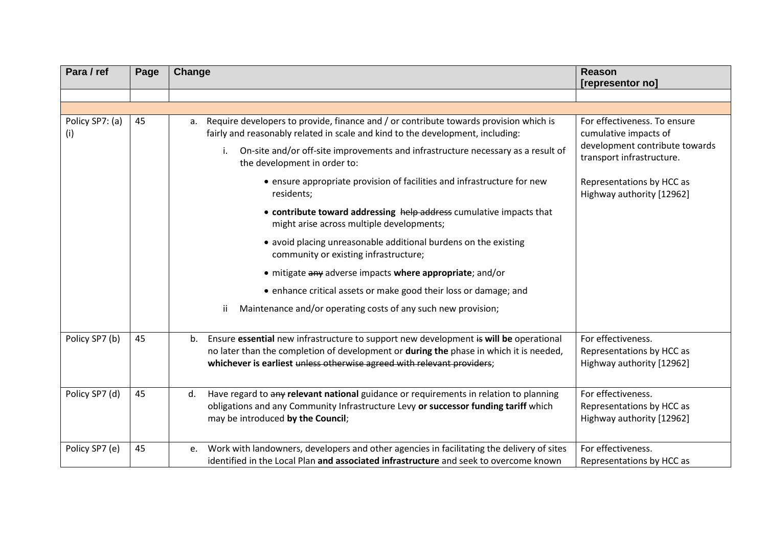| Para / ref | Page | Change | Reason [representor no] |
|---|---|---|---|
| | | | |
| | | | |
| Policy SP7: (a) (i) | 45 | a. Require developers to provide, finance and / or contribute towards provision which is fairly and reasonably related in scale and kind to the development, including:<br>i. On-site and/or off-site improvements and infrastructure necessary as a result of the development in order to:<br>• ensure appropriate provision of facilities and infrastructure for new residents;<br>• **contribute toward addressing** ~~help address~~ cumulative impacts that might arise across multiple developments;<br>• avoid placing unreasonable additional burdens on the existing community or existing infrastructure;<br>• mitigate ~~any~~ adverse impacts **where appropriate**; and/or<br>• enhance critical assets or make good their loss or damage; and<br>ii Maintenance and/or operating costs of any such new provision; | For effectiveness. To ensure cumulative impacts of development contribute towards transport infrastructure.<br><br>Representations by HCC as Highway authority [12962] |
| Policy SP7 (b) | 45 | b. Ensure **essential** new infrastructure to support new development ~~is~~ **will be** operational no later than the completion of development or **during the** phase in which it is needed, **whichever is earliest** ~~unless otherwise agreed with relevant providers~~; | For effectiveness. Representations by HCC as Highway authority [12962] |
| Policy SP7 (d) | 45 | d. Have regard to ~~any~~ **relevant national** guidance or requirements in relation to planning obligations and any Community Infrastructure Levy **or successor funding tariff** which may be introduced **by the Council**; | For effectiveness. Representations by HCC as Highway authority [12962] |
| Policy SP7 (e) | 45 | e. Work with landowners, developers and other agencies in facilitating the delivery of sites identified in the Local Plan **and associated infrastructure** and seek to overcome known | For effectiveness. Representations by HCC as |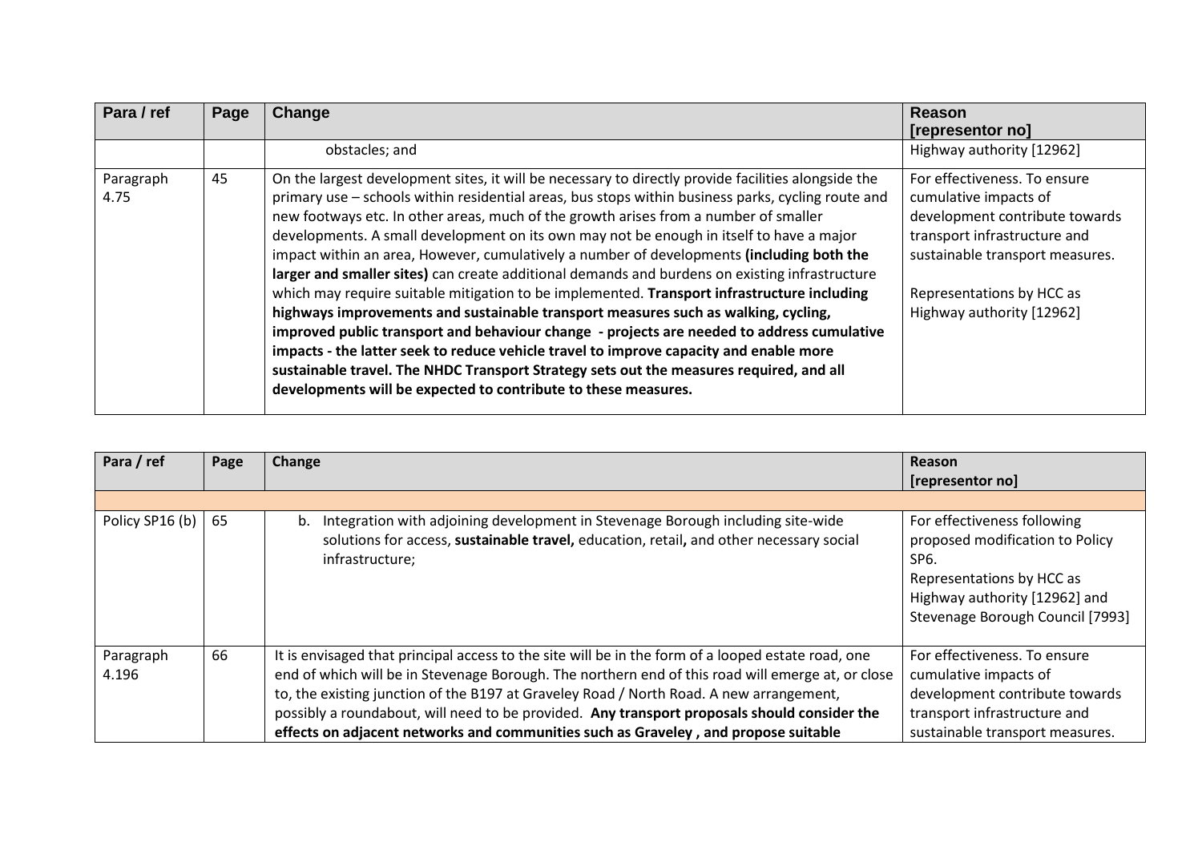| Para / ref | Page | Change | Reason [representor no] |
|---|---|---|---|
| | | obstacles; and | Highway authority [12962] |
| Paragraph 4.75 | 45 | On the largest development sites, it will be necessary to directly provide facilities alongside the primary use – schools within residential areas, bus stops within business parks, cycling route and new footways etc. In other areas, much of the growth arises from a number of smaller developments. A small development on its own may not be enough in itself to have a major impact within an area, However, cumulatively a number of developments **(including both the larger and smaller sites)** can create additional demands and burdens on existing infrastructure which may require suitable mitigation to be implemented. **Transport infrastructure including highways improvements and sustainable transport measures such as walking, cycling, improved public transport and behaviour change - projects are needed to address cumulative impacts - the latter seek to reduce vehicle travel to improve capacity and enable more sustainable travel. The NHDC Transport Strategy sets out the measures required, and all developments will be expected to contribute to these measures.** | For effectiveness. To ensure cumulative impacts of development contribute towards transport infrastructure and sustainable transport measures.<br><br>Representations by HCC as Highway authority [12962] |

| Para / ref | Page | Change | Reason [representor no] |
|---|---|---|---|
| | | | |
| Policy SP16 (b) | 65 | b. Integration with adjoining development in Stevenage Borough including site-wide solutions for access, **sustainable travel,** education, retail**,** and other necessary social infrastructure; | For effectiveness following proposed modification to Policy SP6.<br>Representations by HCC as Highway authority [12962] and Stevenage Borough Council [7993] |
| Paragraph 4.196 | 66 | It is envisaged that principal access to the site will be in the form of a looped estate road, one end of which will be in Stevenage Borough. The northern end of this road will emerge at, or close to, the existing junction of the B197 at Graveley Road / North Road. A new arrangement, possibly a roundabout, will need to be provided. **Any transport proposals should consider the effects on adjacent networks and communities such as Graveley , and propose suitable** | For effectiveness. To ensure cumulative impacts of development contribute towards transport infrastructure and sustainable transport measures. |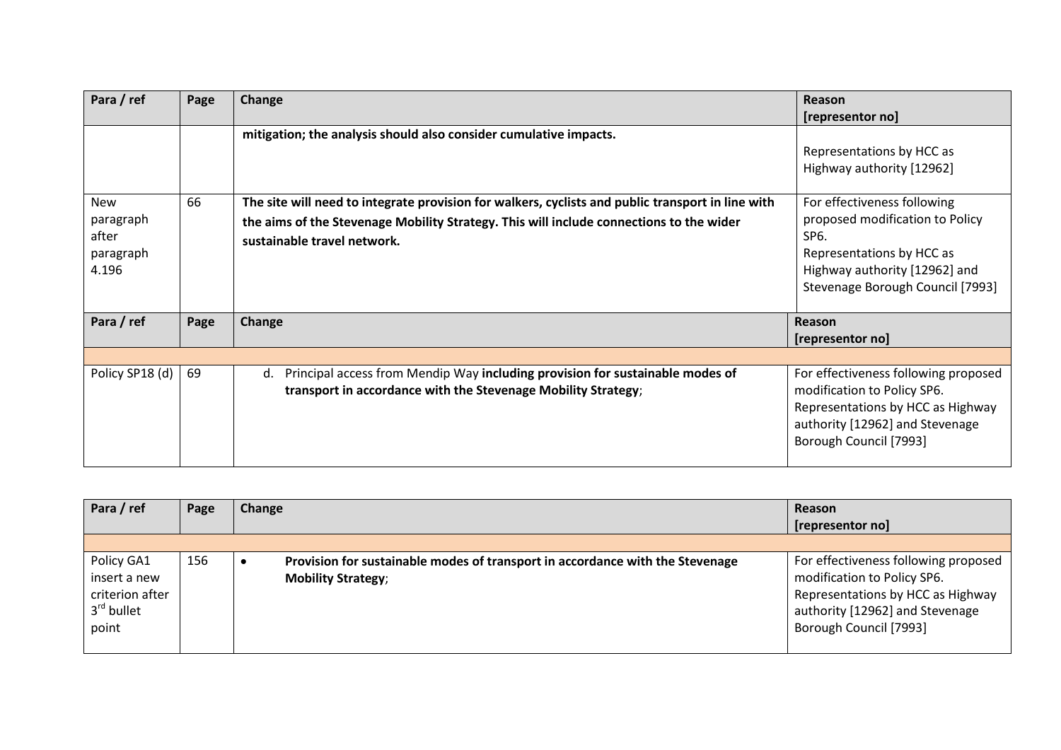| Para / ref | Page | Change | Reason [representor no] |
|---|---|---|---|
| | | **mitigation; the analysis should also consider cumulative impacts.** | Representations by HCC as Highway authority [12962] |
| New paragraph after paragraph 4.196 | 66 | **The site will need to integrate provision for walkers, cyclists and public transport in line with the aims of the Stevenage Mobility Strategy. This will include connections to the wider sustainable travel network.** | For effectiveness following proposed modification to Policy SP6. Representations by HCC as Highway authority [12962] and Stevenage Borough Council [7993] |

| Para / ref | Page | Change | Reason [representor no] |
|---|---|---|---|
| | | | |
| Policy SP18 (d) | 69 | d. Principal access from Mendip Way **including provision for sustainable modes of transport in accordance with the Stevenage Mobility Strategy**; | For effectiveness following proposed modification to Policy SP6. Representations by HCC as Highway authority [12962] and Stevenage Borough Council [7993] |

| Para / ref | Page | Change | Reason [representor no] |
|---|---|---|---|
| | | | |
| Policy GA1 insert a new criterion after 3rd bullet point | 156 | • **Provision for sustainable modes of transport in accordance with the Stevenage Mobility Strategy**; | For effectiveness following proposed modification to Policy SP6. Representations by HCC as Highway authority [12962] and Stevenage Borough Council [7993] |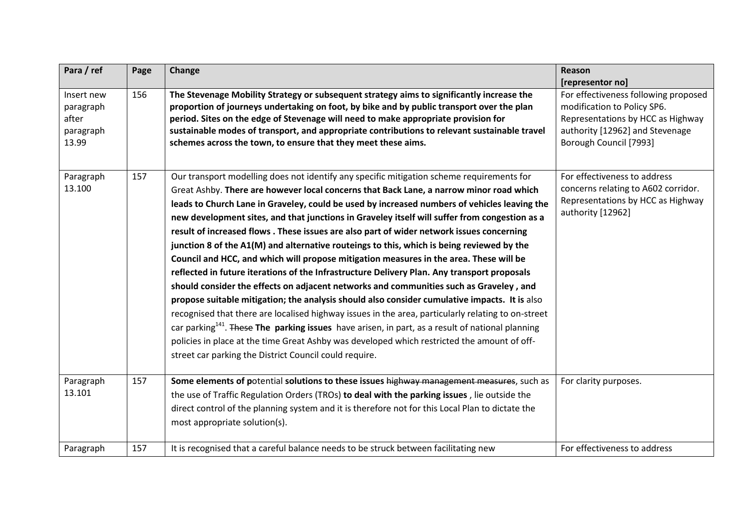| Para / ref | Page | Change | Reason [representor no] |
|---|---|---|---|
| Insert new paragraph after paragraph 13.99 | 156 | **The Stevenage Mobility Strategy or subsequent strategy aims to significantly increase the proportion of journeys undertaking on foot, by bike and by public transport over the plan period. Sites on the edge of Stevenage will need to make appropriate provision for sustainable modes of transport, and appropriate contributions to relevant sustainable travel schemes across the town, to ensure that they meet these aims.** | For effectiveness following proposed modification to Policy SP6. Representations by HCC as Highway authority [12962] and Stevenage Borough Council [7993] |
| Paragraph 13.100 | 157 | Our transport modelling does not identify any specific mitigation scheme requirements for Great Ashby. **There are however local concerns that Back Lane, a narrow minor road which leads to Church Lane in Graveley, could be used by increased numbers of vehicles leaving the new development sites, and that junctions in Graveley itself will suffer from congestion as a result of increased flows . These issues are also part of wider network issues concerning junction 8 of the A1(M) and alternative routeings to this, which is being reviewed by the Council and HCC, and which will propose mitigation measures in the area. These will be reflected in future iterations of the Infrastructure Delivery Plan. Any transport proposals should consider the effects on adjacent networks and communities such as Graveley , and propose suitable mitigation; the analysis should also consider cumulative impacts. It is** also recognised that there are localised highway issues in the area, particularly relating to on-street car parking[141]. ~~These~~ **The parking issues** have arisen, in part, as a result of national planning policies in place at the time Great Ashby was developed which restricted the amount of off-street car parking the District Council could require. | For effectiveness to address concerns relating to A602 corridor. Representations by HCC as Highway authority [12962] |
| Paragraph 13.101 | 157 | **Some elements of p**otential **solutions to these issues** ~~highway management measures~~, such as the use of Traffic Regulation Orders (TROs) **to deal with the parking issues** , lie outside the direct control of the planning system and it is therefore not for this Local Plan to dictate the most appropriate solution(s). | For clarity purposes. |
| Paragraph | 157 | It is recognised that a careful balance needs to be struck between facilitating new | For effectiveness to address |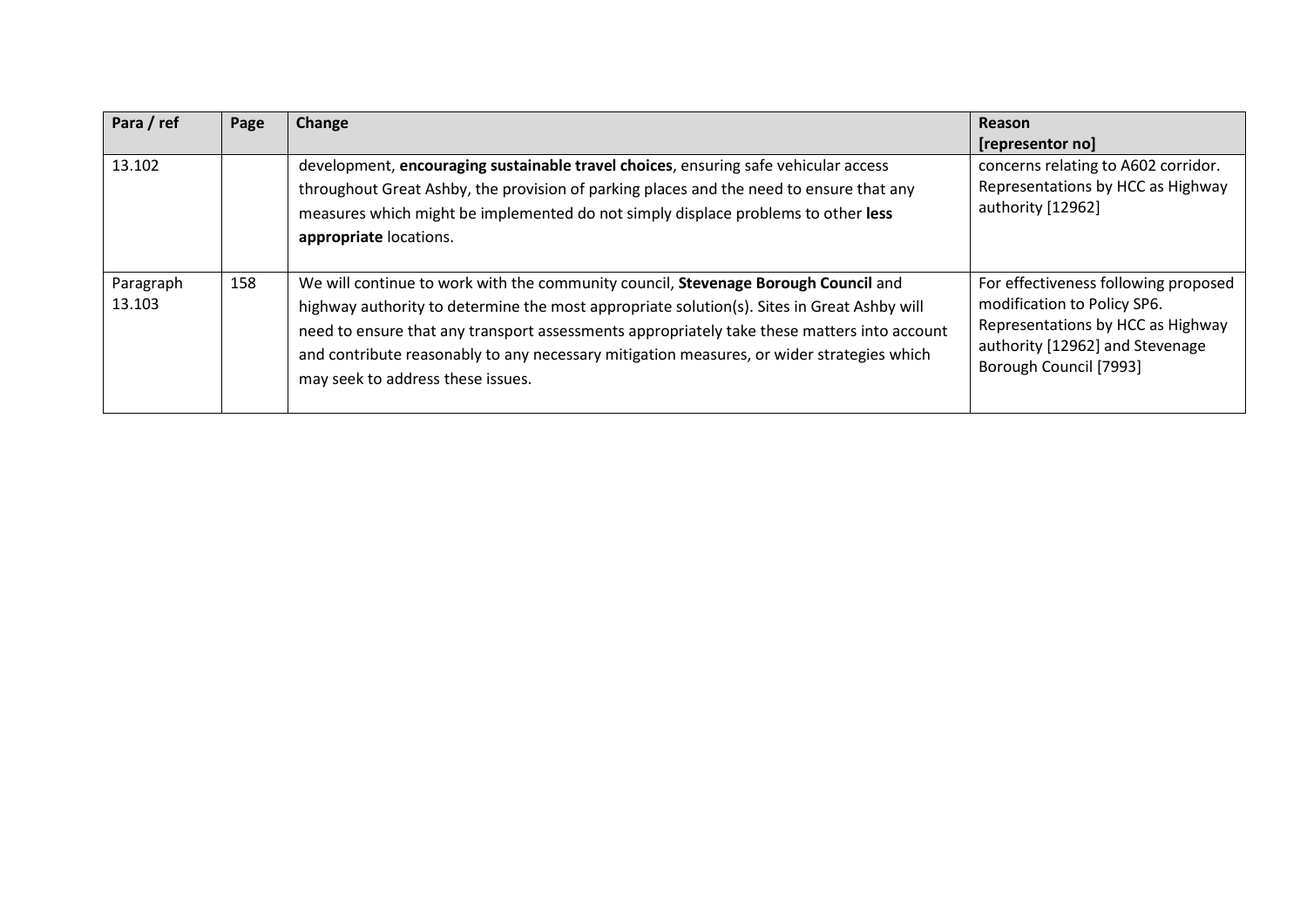| Para / ref | Page | Change | Reason [representor no] |
| --- | --- | --- | --- |
| 13.102 | | development, **encouraging sustainable travel choices**, ensuring safe vehicular access throughout Great Ashby, the provision of parking places and the need to ensure that any measures which might be implemented do not simply displace problems to other **less appropriate** locations. | concerns relating to A602 corridor. Representations by HCC as Highway authority [12962] |
| Paragraph 13.103 | 158 | We will continue to work with the community council, **Stevenage Borough Council** and highway authority to determine the most appropriate solution(s). Sites in Great Ashby will need to ensure that any transport assessments appropriately take these matters into account and contribute reasonably to any necessary mitigation measures, or wider strategies which may seek to address these issues. | For effectiveness following proposed modification to Policy SP6. Representations by HCC as Highway authority [12962] and Stevenage Borough Council [7993] |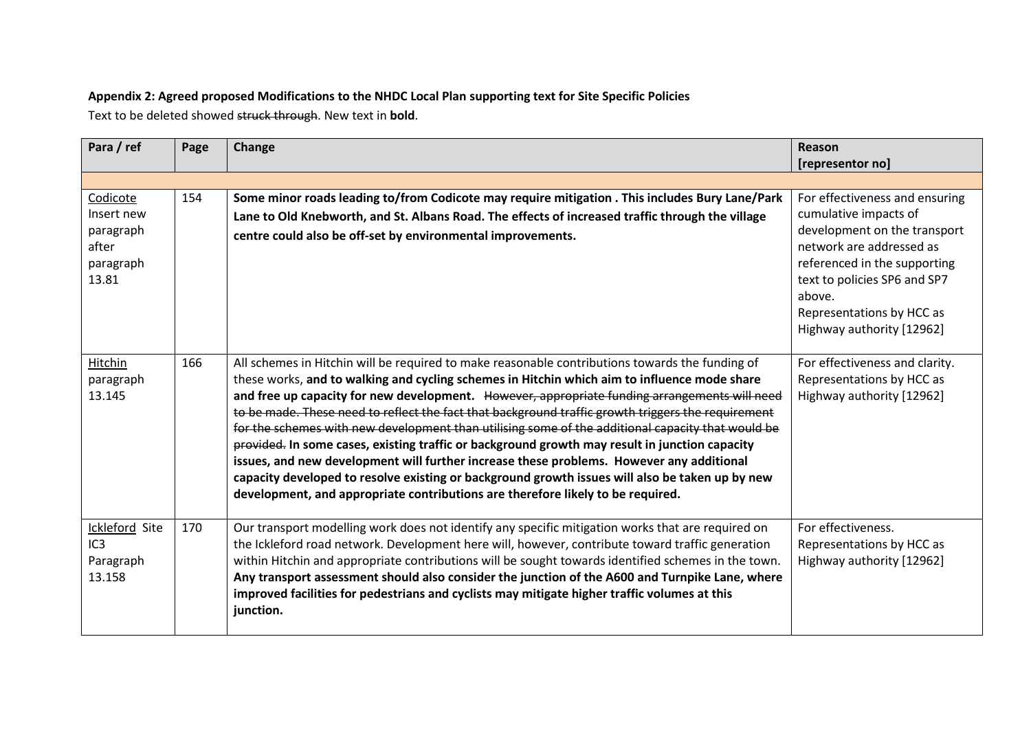**Appendix 2: Agreed proposed Modifications to the NHDC Local Plan supporting text for Site Specific Policies**

Text to be deleted showed ~~struck through~~. New text in **bold**.

| Para / ref | Page | Change | Reason [representor no] |
|---|---|---|---|
| | | | |
| Codicote Insert new paragraph after paragraph 13.81 | 154 | **Some minor roads leading to/from Codicote may require mitigation . This includes Bury Lane/Park Lane to Old Knebworth, and St. Albans Road. The effects of increased traffic through the village centre could also be off-set by environmental improvements.** | For effectiveness and ensuring cumulative impacts of development on the transport network are addressed as referenced in the supporting text to policies SP6 and SP7 above. Representations by HCC as Highway authority [12962] |
| Hitchin paragraph 13.145 | 166 | All schemes in Hitchin will be required to make reasonable contributions towards the funding of these works, **and to walking and cycling schemes in Hitchin which aim to influence mode share and free up capacity for new development.** ~~However, appropriate funding arrangements will need to be made. These need to reflect the fact that background traffic growth triggers the requirement for the schemes with new development than utilising some of the additional capacity that would be provided.~~ **In some cases, existing traffic or background growth may result in junction capacity issues, and new development will further increase these problems. However any additional capacity developed to resolve existing or background growth issues will also be taken up by new development, and appropriate contributions are therefore likely to be required.** | For effectiveness and clarity. Representations by HCC as Highway authority [12962] |
| Ickleford Site IC3 Paragraph 13.158 | 170 | Our transport modelling work does not identify any specific mitigation works that are required on the Ickleford road network. Development here will, however, contribute toward traffic generation within Hitchin and appropriate contributions will be sought towards identified schemes in the town. **Any transport assessment should also consider the junction of the A600 and Turnpike Lane, where improved facilities for pedestrians and cyclists may mitigate higher traffic volumes at this junction.** | For effectiveness. Representations by HCC as Highway authority [12962] |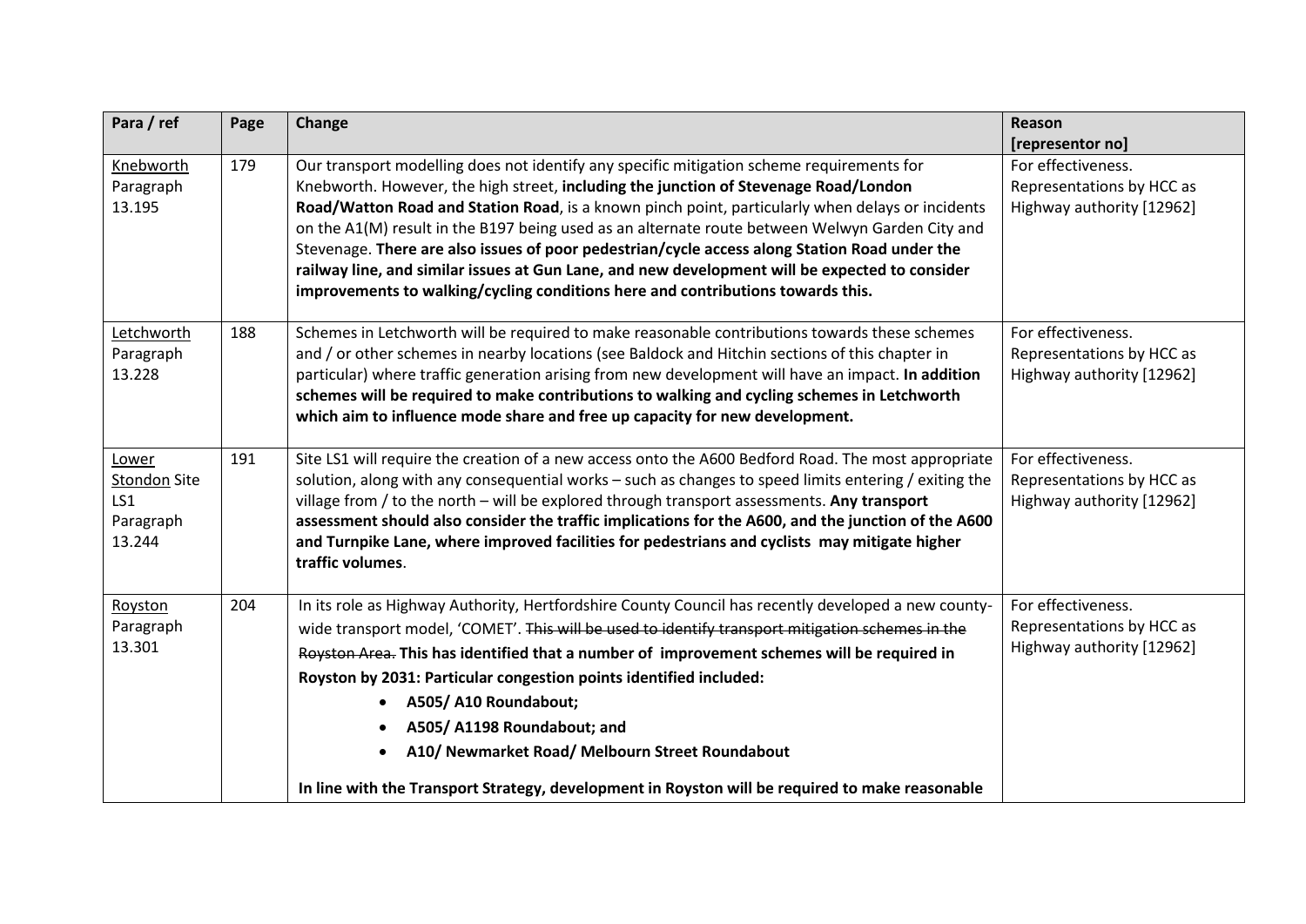| Para / ref | Page | Change | Reason [representor no] |
|---|---|---|---|
| Knebworth Paragraph 13.195 | 179 | Our transport modelling does not identify any specific mitigation scheme requirements for Knebworth. However, the high street, **including the junction of Stevenage Road/London Road/Watton Road and Station Road**, is a known pinch point, particularly when delays or incidents on the A1(M) result in the B197 being used as an alternate route between Welwyn Garden City and Stevenage. **There are also issues of poor pedestrian/cycle access along Station Road under the railway line, and similar issues at Gun Lane, and new development will be expected to consider improvements to walking/cycling conditions here and contributions towards this.** | For effectiveness. Representations by HCC as Highway authority [12962] |
| Letchworth Paragraph 13.228 | 188 | Schemes in Letchworth will be required to make reasonable contributions towards these schemes and / or other schemes in nearby locations (see Baldock and Hitchin sections of this chapter in particular) where traffic generation arising from new development will have an impact. **In addition schemes will be required to make contributions to walking and cycling schemes in Letchworth which aim to influence mode share and free up capacity for new development.** | For effectiveness. Representations by HCC as Highway authority [12962] |
| Lower Stondon Site LS1 Paragraph 13.244 | 191 | Site LS1 will require the creation of a new access onto the A600 Bedford Road. The most appropriate solution, along with any consequential works – such as changes to speed limits entering / exiting the village from / to the north – will be explored through transport assessments. **Any transport assessment should also consider the traffic implications for the A600, and the junction of the A600 and Turnpike Lane, where improved facilities for pedestrians and cyclists may mitigate higher traffic volumes**. | For effectiveness. Representations by HCC as Highway authority [12962] |
| Royston Paragraph 13.301 | 204 | In its role as Highway Authority, Hertfordshire County Council has recently developed a new county-wide transport model, 'COMET'. ~~This will be used to identify transport mitigation schemes in the Royston Area.~~ **This has identified that a number of improvement schemes will be required in Royston by 2031: Particular congestion points identified included:** <br>• **A505/ A10 Roundabout;** <br>• **A505/ A1198 Roundabout; and** <br>• **A10/ Newmarket Road/ Melbourn Street Roundabout** <br><br>**In line with the Transport Strategy, development in Royston will be required to make reasonable** | For effectiveness. Representations by HCC as Highway authority [12962] |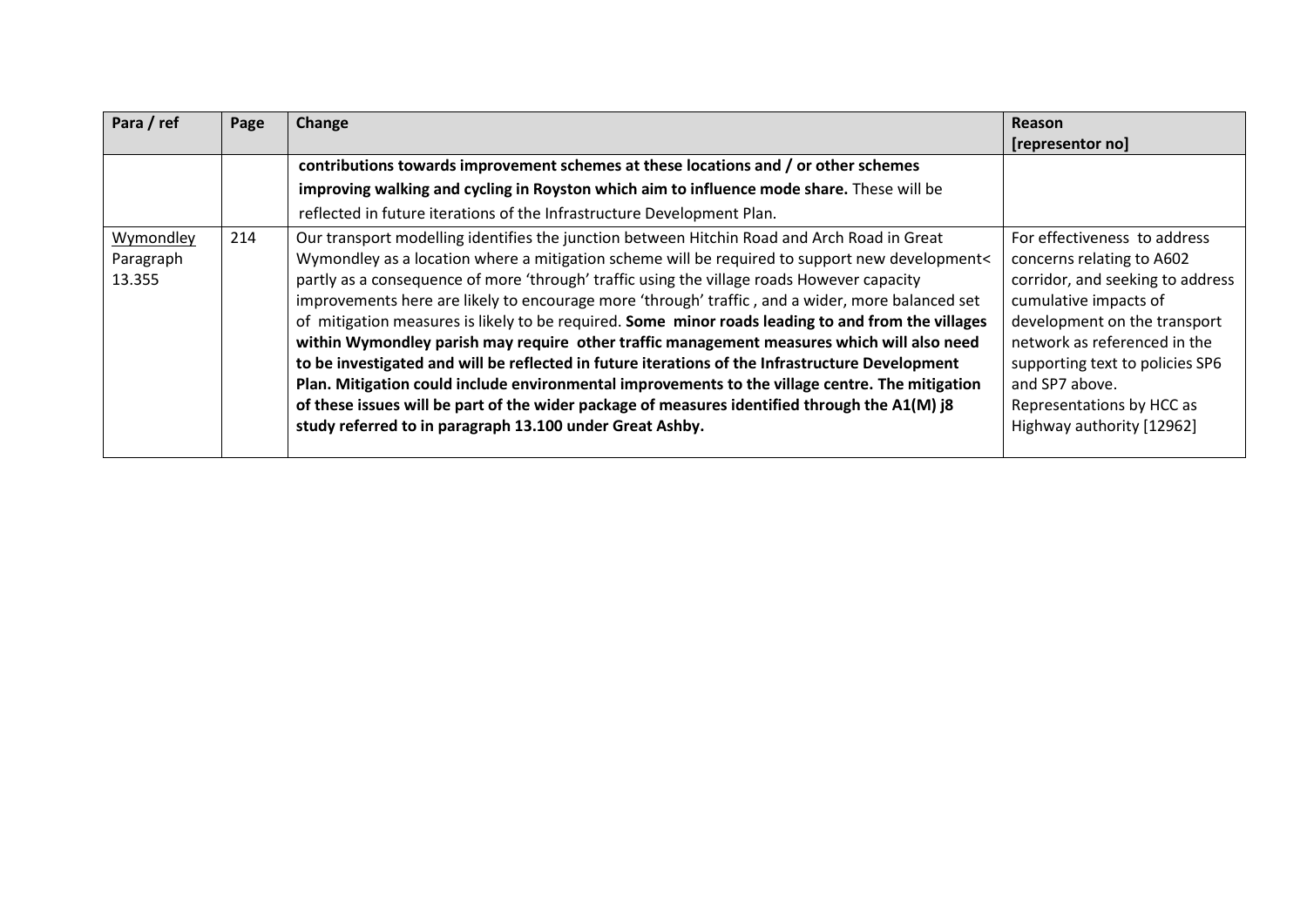| Para / ref | Page | Change | Reason [representor no] |
|---|---|---|---|
| | | **contributions towards improvement schemes at these locations and / or other schemes improving walking and cycling in Royston which aim to influence mode share.** These will be reflected in future iterations of the Infrastructure Development Plan. | |
| Wymondley Paragraph 13.355 | 214 | Our transport modelling identifies the junction between Hitchin Road and Arch Road in Great Wymondley as a location where a mitigation scheme will be required to support new development< partly as a consequence of more 'through' traffic using the village roads However capacity improvements here are likely to encourage more 'through' traffic , and a wider, more balanced set of mitigation measures is likely to be required. **Some minor roads leading to and from the villages within Wymondley parish may require other traffic management measures which will also need to be investigated and will be reflected in future iterations of the Infrastructure Development Plan. Mitigation could include environmental improvements to the village centre. The mitigation of these issues will be part of the wider package of measures identified through the A1(M) j8 study referred to in paragraph 13.100 under Great Ashby.** | For effectiveness to address concerns relating to A602 corridor, and seeking to address cumulative impacts of development on the transport network as referenced in the supporting text to policies SP6 and SP7 above. Representations by HCC as Highway authority [12962] |